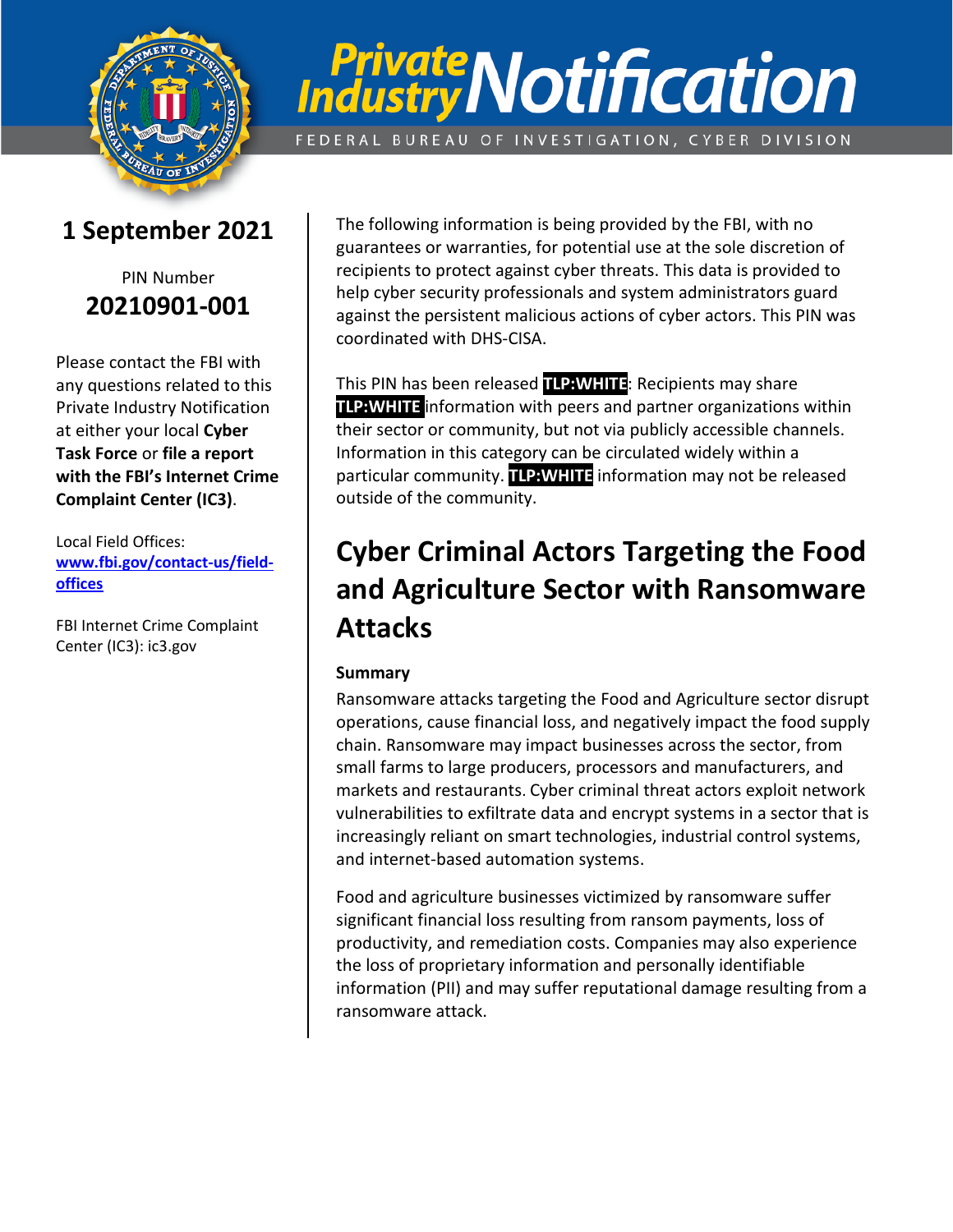# Private Industry Notification

FEDERAL BUREAU OF INVESTIGATION, CYBER DIVISION

**1 September 2021**

PIN Number
**20210901-001**

Please contact the FBI with any questions related to this Private Industry Notification at either your local **Cyber Task Force** or **file a report with the FBI's Internet Crime Complaint Center (IC3)**.

Local Field Offices: **www.fbi.gov/contact-us/field-offices**

FBI Internet Crime Complaint Center (IC3): ic3.gov

The following information is being provided by the FBI, with no guarantees or warranties, for potential use at the sole discretion of recipients to protect against cyber threats. This data is provided to help cyber security professionals and system administrators guard against the persistent malicious actions of cyber actors. This PIN was coordinated with DHS-CISA.

This PIN has been released **TLP:WHITE**: Recipients may share **TLP:WHITE** information with peers and partner organizations within their sector or community, but not via publicly accessible channels. Information in this category can be circulated widely within a particular community. **TLP:WHITE** information may not be released outside of the community.

## Cyber Criminal Actors Targeting the Food and Agriculture Sector with Ransomware Attacks

### Summary

Ransomware attacks targeting the Food and Agriculture sector disrupt operations, cause financial loss, and negatively impact the food supply chain. Ransomware may impact businesses across the sector, from small farms to large producers, processors and manufacturers, and markets and restaurants. Cyber criminal threat actors exploit network vulnerabilities to exfiltrate data and encrypt systems in a sector that is increasingly reliant on smart technologies, industrial control systems, and internet-based automation systems.

Food and agriculture businesses victimized by ransomware suffer significant financial loss resulting from ransom payments, loss of productivity, and remediation costs. Companies may also experience the loss of proprietary information and personally identifiable information (PII) and may suffer reputational damage resulting from a ransomware attack.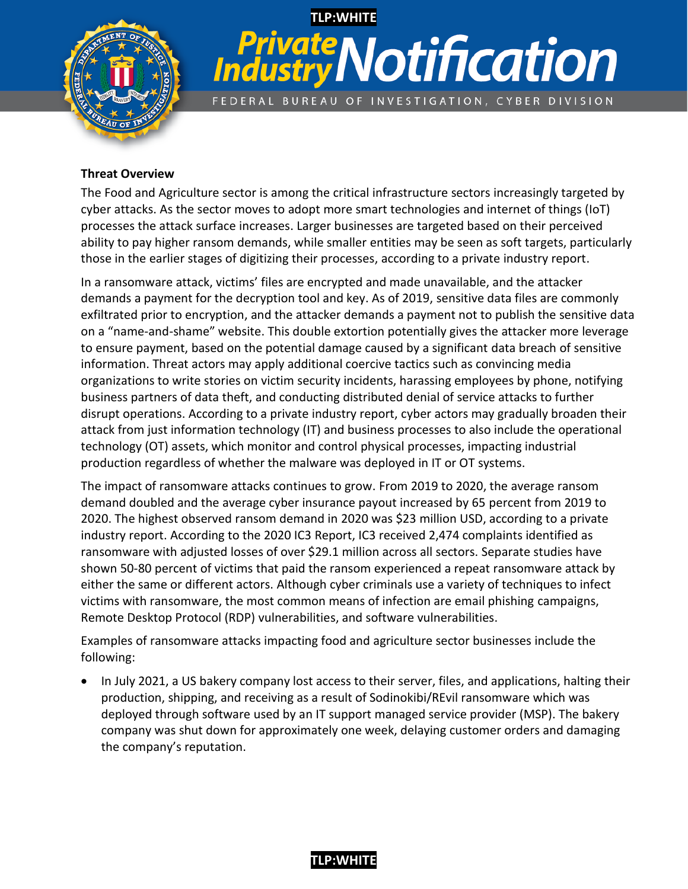## Threat Overview

The Food and Agriculture sector is among the critical infrastructure sectors increasingly targeted by cyber attacks. As the sector moves to adopt more smart technologies and internet of things (IoT) processes the attack surface increases. Larger businesses are targeted based on their perceived ability to pay higher ransom demands, while smaller entities may be seen as soft targets, particularly those in the earlier stages of digitizing their processes, according to a private industry report.

In a ransomware attack, victims' files are encrypted and made unavailable, and the attacker demands a payment for the decryption tool and key. As of 2019, sensitive data files are commonly exfiltrated prior to encryption, and the attacker demands a payment not to publish the sensitive data on a "name-and-shame" website. This double extortion potentially gives the attacker more leverage to ensure payment, based on the potential damage caused by a significant data breach of sensitive information. Threat actors may apply additional coercive tactics such as convincing media organizations to write stories on victim security incidents, harassing employees by phone, notifying business partners of data theft, and conducting distributed denial of service attacks to further disrupt operations. According to a private industry report, cyber actors may gradually broaden their attack from just information technology (IT) and business processes to also include the operational technology (OT) assets, which monitor and control physical processes, impacting industrial production regardless of whether the malware was deployed in IT or OT systems.

The impact of ransomware attacks continues to grow. From 2019 to 2020, the average ransom demand doubled and the average cyber insurance payout increased by 65 percent from 2019 to 2020. The highest observed ransom demand in 2020 was $23 million USD, according to a private industry report. According to the 2020 IC3 Report, IC3 received 2,474 complaints identified as ransomware with adjusted losses of over $29.1 million across all sectors. Separate studies have shown 50-80 percent of victims that paid the ransom experienced a repeat ransomware attack by either the same or different actors. Although cyber criminals use a variety of techniques to infect victims with ransomware, the most common means of infection are email phishing campaigns, Remote Desktop Protocol (RDP) vulnerabilities, and software vulnerabilities.

Examples of ransomware attacks impacting food and agriculture sector businesses include the following:

- In July 2021, a US bakery company lost access to their server, files, and applications, halting their production, shipping, and receiving as a result of Sodinokibi/REvil ransomware which was deployed through software used by an IT support managed service provider (MSP). The bakery company was shut down for approximately one week, delaying customer orders and damaging the company's reputation.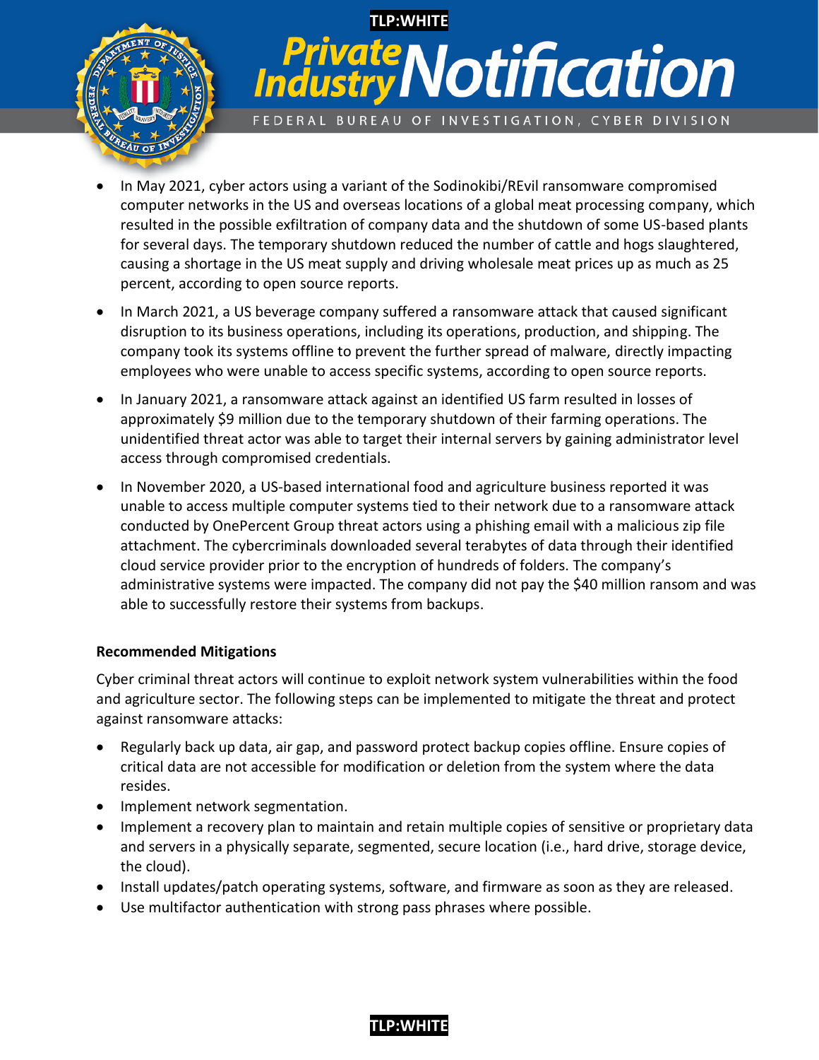- In May 2021, cyber actors using a variant of the Sodinokibi/REvil ransomware compromised computer networks in the US and overseas locations of a global meat processing company, which resulted in the possible exfiltration of company data and the shutdown of some US-based plants for several days. The temporary shutdown reduced the number of cattle and hogs slaughtered, causing a shortage in the US meat supply and driving wholesale meat prices up as much as 25 percent, according to open source reports.
- In March 2021, a US beverage company suffered a ransomware attack that caused significant disruption to its business operations, including its operations, production, and shipping. The company took its systems offline to prevent the further spread of malware, directly impacting employees who were unable to access specific systems, according to open source reports.
- In January 2021, a ransomware attack against an identified US farm resulted in losses of approximately $9 million due to the temporary shutdown of their farming operations. The unidentified threat actor was able to target their internal servers by gaining administrator level access through compromised credentials.
- In November 2020, a US-based international food and agriculture business reported it was unable to access multiple computer systems tied to their network due to a ransomware attack conducted by OnePercent Group threat actors using a phishing email with a malicious zip file attachment. The cybercriminals downloaded several terabytes of data through their identified cloud service provider prior to the encryption of hundreds of folders. The company's administrative systems were impacted. The company did not pay the $40 million ransom and was able to successfully restore their systems from backups.

**Recommended Mitigations**

Cyber criminal threat actors will continue to exploit network system vulnerabilities within the food and agriculture sector. The following steps can be implemented to mitigate the threat and protect against ransomware attacks:

- Regularly back up data, air gap, and password protect backup copies offline. Ensure copies of critical data are not accessible for modification or deletion from the system where the data resides.
- Implement network segmentation.
- Implement a recovery plan to maintain and retain multiple copies of sensitive or proprietary data and servers in a physically separate, segmented, secure location (i.e., hard drive, storage device, the cloud).
- Install updates/patch operating systems, software, and firmware as soon as they are released.
- Use multifactor authentication with strong pass phrases where possible.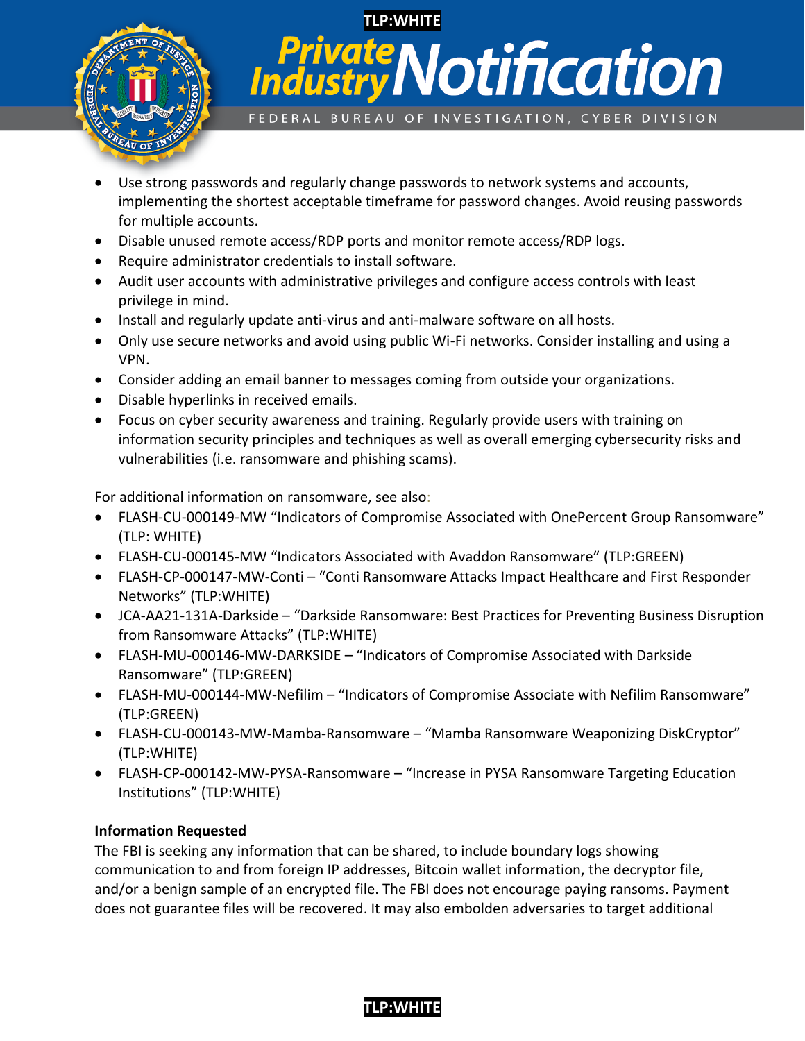- Use strong passwords and regularly change passwords to network systems and accounts, implementing the shortest acceptable timeframe for password changes. Avoid reusing passwords for multiple accounts.
- Disable unused remote access/RDP ports and monitor remote access/RDP logs.
- Require administrator credentials to install software.
- Audit user accounts with administrative privileges and configure access controls with least privilege in mind.
- Install and regularly update anti-virus and anti-malware software on all hosts.
- Only use secure networks and avoid using public Wi-Fi networks. Consider installing and using a VPN.
- Consider adding an email banner to messages coming from outside your organizations.
- Disable hyperlinks in received emails.
- Focus on cyber security awareness and training. Regularly provide users with training on information security principles and techniques as well as overall emerging cybersecurity risks and vulnerabilities (i.e. ransomware and phishing scams).

For additional information on ransomware, see also:

- FLASH-CU-000149-MW "Indicators of Compromise Associated with OnePercent Group Ransomware" (TLP: WHITE)
- FLASH-CU-000145-MW "Indicators Associated with Avaddon Ransomware" (TLP:GREEN)
- FLASH-CP-000147-MW-Conti – "Conti Ransomware Attacks Impact Healthcare and First Responder Networks" (TLP:WHITE)
- JCA-AA21-131A-Darkside – "Darkside Ransomware: Best Practices for Preventing Business Disruption from Ransomware Attacks" (TLP:WHITE)
- FLASH-MU-000146-MW-DARKSIDE – "Indicators of Compromise Associated with Darkside Ransomware" (TLP:GREEN)
- FLASH-MU-000144-MW-Nefilim – "Indicators of Compromise Associate with Nefilim Ransomware" (TLP:GREEN)
- FLASH-CU-000143-MW-Mamba-Ransomware – "Mamba Ransomware Weaponizing DiskCryptor" (TLP:WHITE)
- FLASH-CP-000142-MW-PYSA-Ransomware – "Increase in PYSA Ransomware Targeting Education Institutions" (TLP:WHITE)

**Information Requested**

The FBI is seeking any information that can be shared, to include boundary logs showing communication to and from foreign IP addresses, Bitcoin wallet information, the decryptor file, and/or a benign sample of an encrypted file. The FBI does not encourage paying ransoms. Payment does not guarantee files will be recovered. It may also embolden adversaries to target additional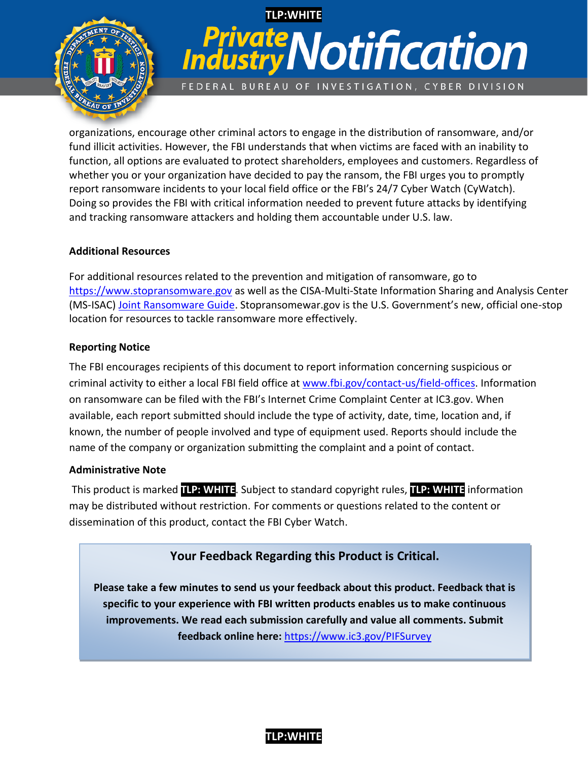organizations, encourage other criminal actors to engage in the distribution of ransomware, and/or fund illicit activities. However, the FBI understands that when victims are faced with an inability to function, all options are evaluated to protect shareholders, employees and customers. Regardless of whether you or your organization have decided to pay the ransom, the FBI urges you to promptly report ransomware incidents to your local field office or the FBI's 24/7 Cyber Watch (CyWatch). Doing so provides the FBI with critical information needed to prevent future attacks by identifying and tracking ransomware attackers and holding them accountable under U.S. law.

**Additional Resources**

For additional resources related to the prevention and mitigation of ransomware, go to https://www.stopransomware.gov as well as the CISA-Multi-State Information Sharing and Analysis Center (MS-ISAC) Joint Ransomware Guide. Stopransomewar.gov is the U.S. Government's new, official one-stop location for resources to tackle ransomware more effectively.

**Reporting Notice**

The FBI encourages recipients of this document to report information concerning suspicious or criminal activity to either a local FBI field office at www.fbi.gov/contact-us/field-offices. Information on ransomware can be filed with the FBI's Internet Crime Complaint Center at IC3.gov. When available, each report submitted should include the type of activity, date, time, location and, if known, the number of people involved and type of equipment used. Reports should include the name of the company or organization submitting the complaint and a point of contact.

**Administrative Note**

This product is marked **TLP: WHITE**. Subject to standard copyright rules, **TLP: WHITE** information may be distributed without restriction. For comments or questions related to the content or dissemination of this product, contact the FBI Cyber Watch.

**Your Feedback Regarding this Product is Critical.**

**Please take a few minutes to send us your feedback about this product. Feedback that is specific to your experience with FBI written products enables us to make continuous improvements. We read each submission carefully and value all comments. Submit feedback online here:** https://www.ic3.gov/PIFSurvey